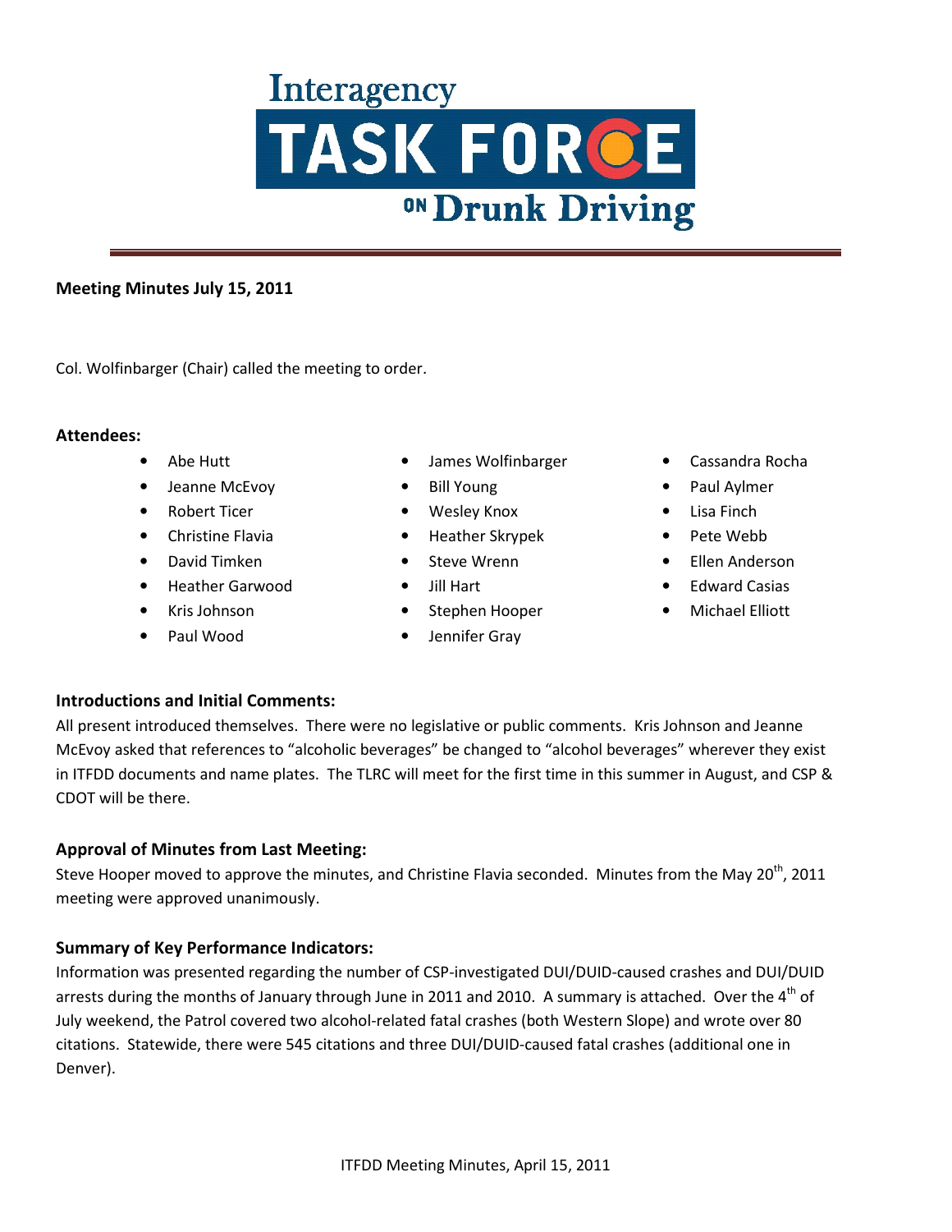# Interagency TASK FORCE ON Drunk Driving

**Meeting Minutes July 15, 2011**

Col. Wolfinbarger (Chair) called the meeting to order.

**Attendees:**

- Abe Hutt
- Jeanne McEvoy
- Robert Ticer
- Christine Flavia
- David Timken
- Heather Garwood
- Kris Johnson
- Paul Wood
- James Wolfinbarger
- Bill Young
- Wesley Knox
- Heather Skrypek
- Steve Wrenn
- Jill Hart
- Stephen Hooper
- Jennifer Gray
- Cassandra Rocha
- Paul Aylmer
- Lisa Finch
- Pete Webb
- Ellen Anderson
- Edward Casias
- Michael Elliott

## Introductions and Initial Comments:

All present introduced themselves. There were no legislative or public comments. Kris Johnson and Jeanne McEvoy asked that references to "alcoholic beverages" be changed to "alcohol beverages" wherever they exist in ITFDD documents and name plates. The TLRC will meet for the first time in this summer in August, and CSP & CDOT will be there.

## Approval of Minutes from Last Meeting:

Steve Hooper moved to approve the minutes, and Christine Flavia seconded. Minutes from the May 20th, 2011 meeting were approved unanimously.

## Summary of Key Performance Indicators:

Information was presented regarding the number of CSP-investigated DUI/DUID-caused crashes and DUI/DUID arrests during the months of January through June in 2011 and 2010. A summary is attached. Over the 4th of July weekend, the Patrol covered two alcohol-related fatal crashes (both Western Slope) and wrote over 80 citations. Statewide, there were 545 citations and three DUI/DUID-caused fatal crashes (additional one in Denver).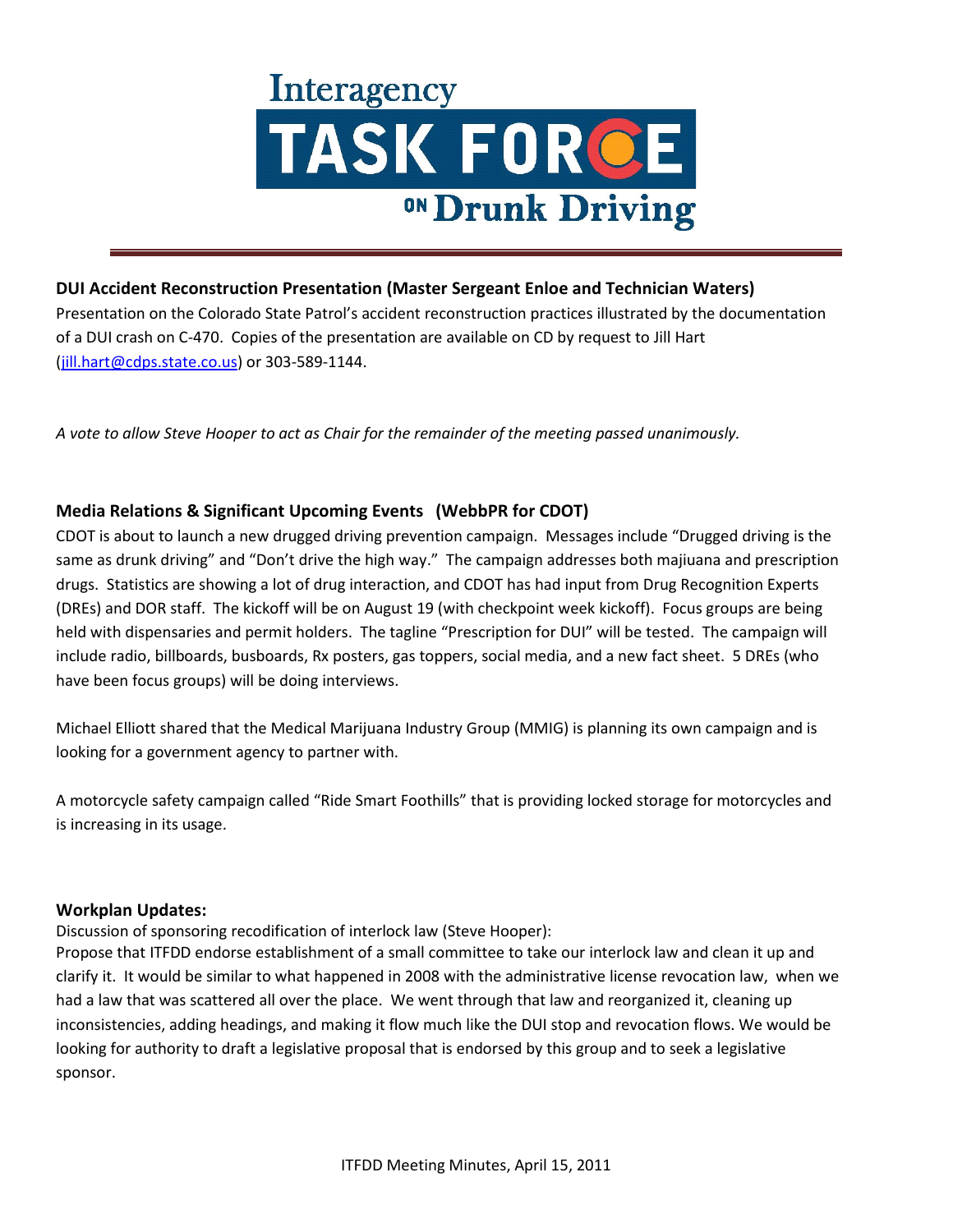## DUI Accident Reconstruction Presentation (Master Sergeant Enloe and Technician Waters)

Presentation on the Colorado State Patrol's accident reconstruction practices illustrated by the documentation of a DUI crash on C-470. Copies of the presentation are available on CD by request to Jill Hart (jill.hart@cdps.state.co.us) or 303-589-1144.

*A vote to allow Steve Hooper to act as Chair for the remainder of the meeting passed unanimously.*

## Media Relations & Significant Upcoming Events (WebbPR for CDOT)

CDOT is about to launch a new drugged driving prevention campaign. Messages include "Drugged driving is the same as drunk driving" and "Don't drive the high way." The campaign addresses both majiuana and prescription drugs. Statistics are showing a lot of drug interaction, and CDOT has had input from Drug Recognition Experts (DREs) and DOR staff. The kickoff will be on August 19 (with checkpoint week kickoff). Focus groups are being held with dispensaries and permit holders. The tagline "Prescription for DUI" will be tested. The campaign will include radio, billboards, busboards, Rx posters, gas toppers, social media, and a new fact sheet. 5 DREs (who have been focus groups) will be doing interviews.

Michael Elliott shared that the Medical Marijuana Industry Group (MMIG) is planning its own campaign and is looking for a government agency to partner with.

A motorcycle safety campaign called "Ride Smart Foothills" that is providing locked storage for motorcycles and is increasing in its usage.

## Workplan Updates:

Discussion of sponsoring recodification of interlock law (Steve Hooper):

Propose that ITFDD endorse establishment of a small committee to take our interlock law and clean it up and clarify it. It would be similar to what happened in 2008 with the administrative license revocation law, when we had a law that was scattered all over the place. We went through that law and reorganized it, cleaning up inconsistencies, adding headings, and making it flow much like the DUI stop and revocation flows. We would be looking for authority to draft a legislative proposal that is endorsed by this group and to seek a legislative sponsor.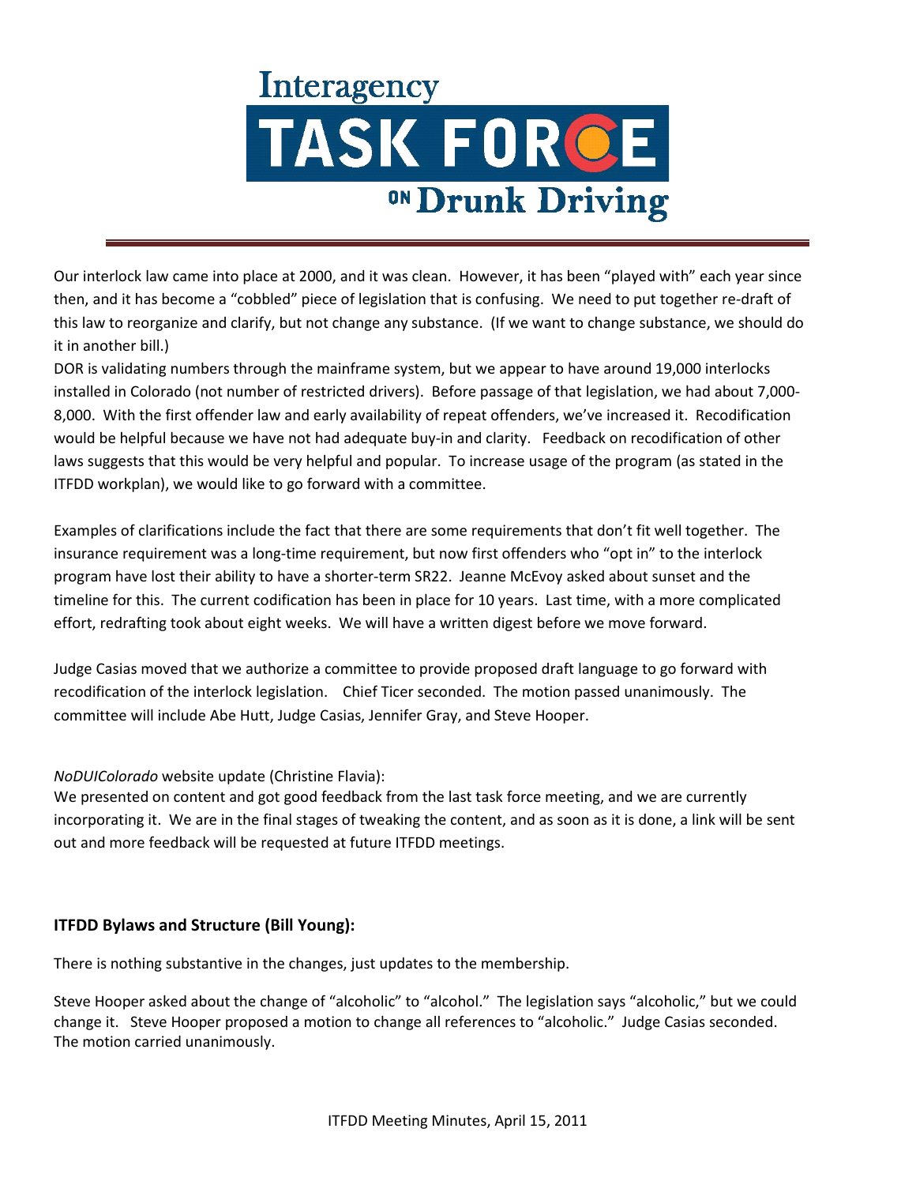Our interlock law came into place at 2000, and it was clean. However, it has been "played with" each year since then, and it has become a "cobbled" piece of legislation that is confusing. We need to put together re-draft of this law to reorganize and clarify, but not change any substance. (If we want to change substance, we should do it in another bill.)

DOR is validating numbers through the mainframe system, but we appear to have around 19,000 interlocks installed in Colorado (not number of restricted drivers). Before passage of that legislation, we had about 7,000-8,000. With the first offender law and early availability of repeat offenders, we've increased it. Recodification would be helpful because we have not had adequate buy-in and clarity. Feedback on recodification of other laws suggests that this would be very helpful and popular. To increase usage of the program (as stated in the ITFDD workplan), we would like to go forward with a committee.

Examples of clarifications include the fact that there are some requirements that don't fit well together. The insurance requirement was a long-time requirement, but now first offenders who "opt in" to the interlock program have lost their ability to have a shorter-term SR22. Jeanne McEvoy asked about sunset and the timeline for this. The current codification has been in place for 10 years. Last time, with a more complicated effort, redrafting took about eight weeks. We will have a written digest before we move forward.

Judge Casias moved that we authorize a committee to provide proposed draft language to go forward with recodification of the interlock legislation. Chief Ticer seconded. The motion passed unanimously. The committee will include Abe Hutt, Judge Casias, Jennifer Gray, and Steve Hooper.

*NoDUIColorado* website update (Christine Flavia):

We presented on content and got good feedback from the last task force meeting, and we are currently incorporating it. We are in the final stages of tweaking the content, and as soon as it is done, a link will be sent out and more feedback will be requested at future ITFDD meetings.

**ITFDD Bylaws and Structure (Bill Young):**

There is nothing substantive in the changes, just updates to the membership.

Steve Hooper asked about the change of "alcoholic" to "alcohol." The legislation says "alcoholic," but we could change it. Steve Hooper proposed a motion to change all references to "alcoholic." Judge Casias seconded. The motion carried unanimously.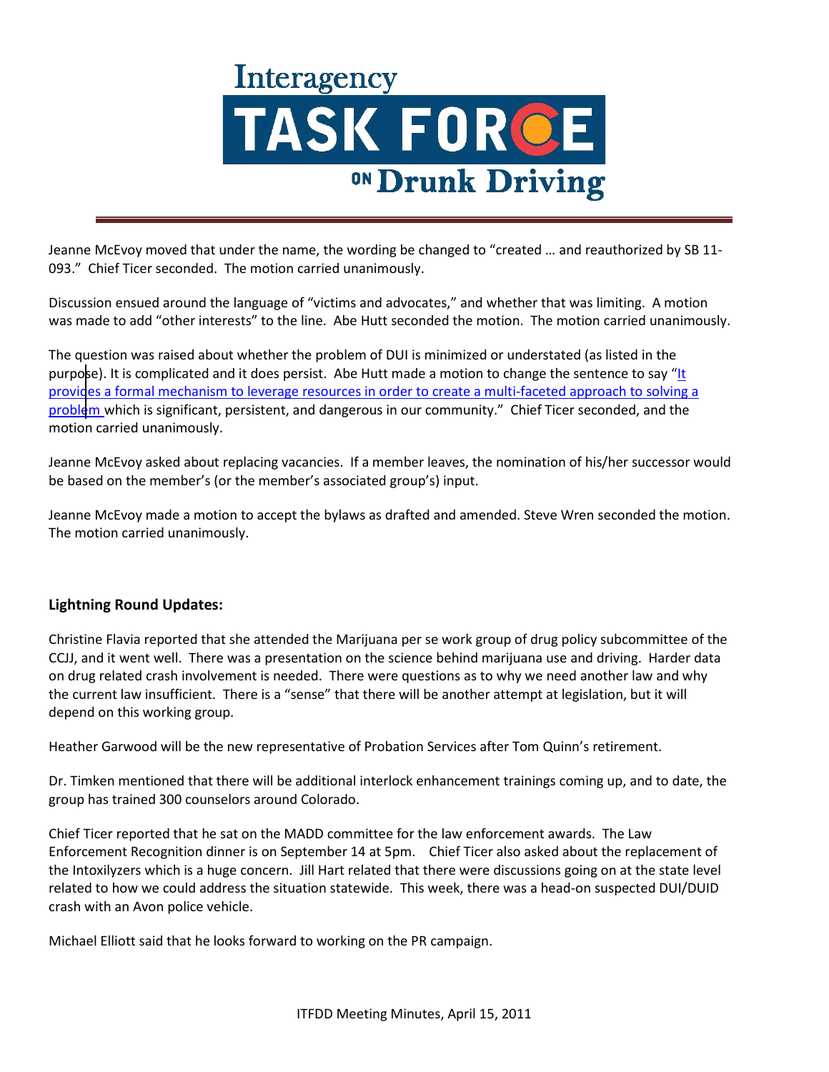Jeanne McEvoy moved that under the name, the wording be changed to "created … and reauthorized by SB 11-093." Chief Ticer seconded. The motion carried unanimously.

Discussion ensued around the language of "victims and advocates," and whether that was limiting. A motion was made to add "other interests" to the line. Abe Hutt seconded the motion. The motion carried unanimously.

The question was raised about whether the problem of DUI is minimized or understated (as listed in the purpose). It is complicated and it does persist. Abe Hutt made a motion to change the sentence to say "It provides a formal mechanism to leverage resources in order to create a multi-faceted approach to solving a problem which is significant, persistent, and dangerous in our community." Chief Ticer seconded, and the motion carried unanimously.

Jeanne McEvoy asked about replacing vacancies. If a member leaves, the nomination of his/her successor would be based on the member's (or the member's associated group's) input.

Jeanne McEvoy made a motion to accept the bylaws as drafted and amended. Steve Wren seconded the motion. The motion carried unanimously.

**Lightning Round Updates:**

Christine Flavia reported that she attended the Marijuana per se work group of drug policy subcommittee of the CCJJ, and it went well. There was a presentation on the science behind marijuana use and driving. Harder data on drug related crash involvement is needed. There were questions as to why we need another law and why the current law insufficient. There is a "sense" that there will be another attempt at legislation, but it will depend on this working group.

Heather Garwood will be the new representative of Probation Services after Tom Quinn's retirement.

Dr. Timken mentioned that there will be additional interlock enhancement trainings coming up, and to date, the group has trained 300 counselors around Colorado.

Chief Ticer reported that he sat on the MADD committee for the law enforcement awards. The Law Enforcement Recognition dinner is on September 14 at 5pm. Chief Ticer also asked about the replacement of the Intoxilyzers which is a huge concern. Jill Hart related that there were discussions going on at the state level related to how we could address the situation statewide. This week, there was a head-on suspected DUI/DUID crash with an Avon police vehicle.

Michael Elliott said that he looks forward to working on the PR campaign.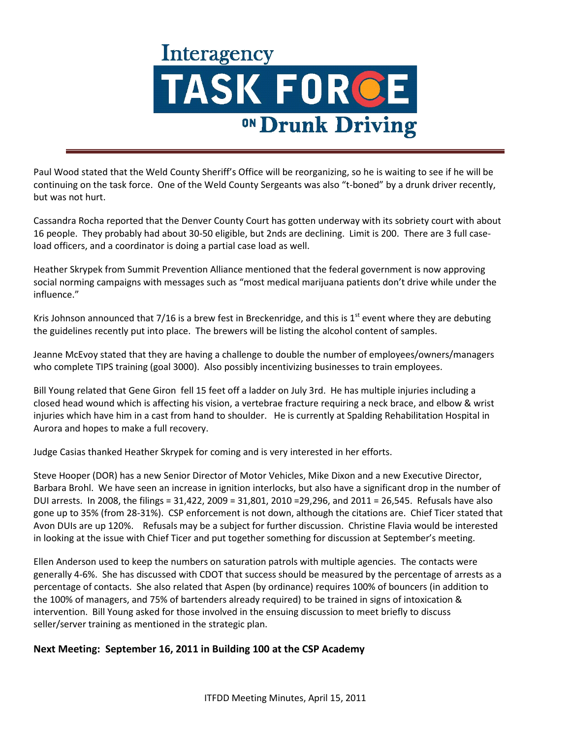Paul Wood stated that the Weld County Sheriff's Office will be reorganizing, so he is waiting to see if he will be continuing on the task force. One of the Weld County Sergeants was also "t-boned" by a drunk driver recently, but was not hurt.

Cassandra Rocha reported that the Denver County Court has gotten underway with its sobriety court with about 16 people. They probably had about 30-50 eligible, but 2nds are declining. Limit is 200. There are 3 full case-load officers, and a coordinator is doing a partial case load as well.

Heather Skrypek from Summit Prevention Alliance mentioned that the federal government is now approving social norming campaigns with messages such as "most medical marijuana patients don't drive while under the influence."

Kris Johnson announced that 7/16 is a brew fest in Breckenridge, and this is 1st event where they are debuting the guidelines recently put into place. The brewers will be listing the alcohol content of samples.

Jeanne McEvoy stated that they are having a challenge to double the number of employees/owners/managers who complete TIPS training (goal 3000). Also possibly incentivizing businesses to train employees.

Bill Young related that Gene Giron fell 15 feet off a ladder on July 3rd. He has multiple injuries including a closed head wound which is affecting his vision, a vertebrae fracture requiring a neck brace, and elbow & wrist injuries which have him in a cast from hand to shoulder. He is currently at Spalding Rehabilitation Hospital in Aurora and hopes to make a full recovery.

Judge Casias thanked Heather Skrypek for coming and is very interested in her efforts.

Steve Hooper (DOR) has a new Senior Director of Motor Vehicles, Mike Dixon and a new Executive Director, Barbara Brohl. We have seen an increase in ignition interlocks, but also have a significant drop in the number of DUI arrests. In 2008, the filings = 31,422, 2009 = 31,801, 2010 =29,296, and 2011 = 26,545. Refusals have also gone up to 35% (from 28-31%). CSP enforcement is not down, although the citations are. Chief Ticer stated that Avon DUIs are up 120%. Refusals may be a subject for further discussion. Christine Flavia would be interested in looking at the issue with Chief Ticer and put together something for discussion at September's meeting.

Ellen Anderson used to keep the numbers on saturation patrols with multiple agencies. The contacts were generally 4-6%. She has discussed with CDOT that success should be measured by the percentage of arrests as a percentage of contacts. She also related that Aspen (by ordinance) requires 100% of bouncers (in addition to the 100% of managers, and 75% of bartenders already required) to be trained in signs of intoxication & intervention. Bill Young asked for those involved in the ensuing discussion to meet briefly to discuss seller/server training as mentioned in the strategic plan.

**Next Meeting: September 16, 2011 in Building 100 at the CSP Academy**